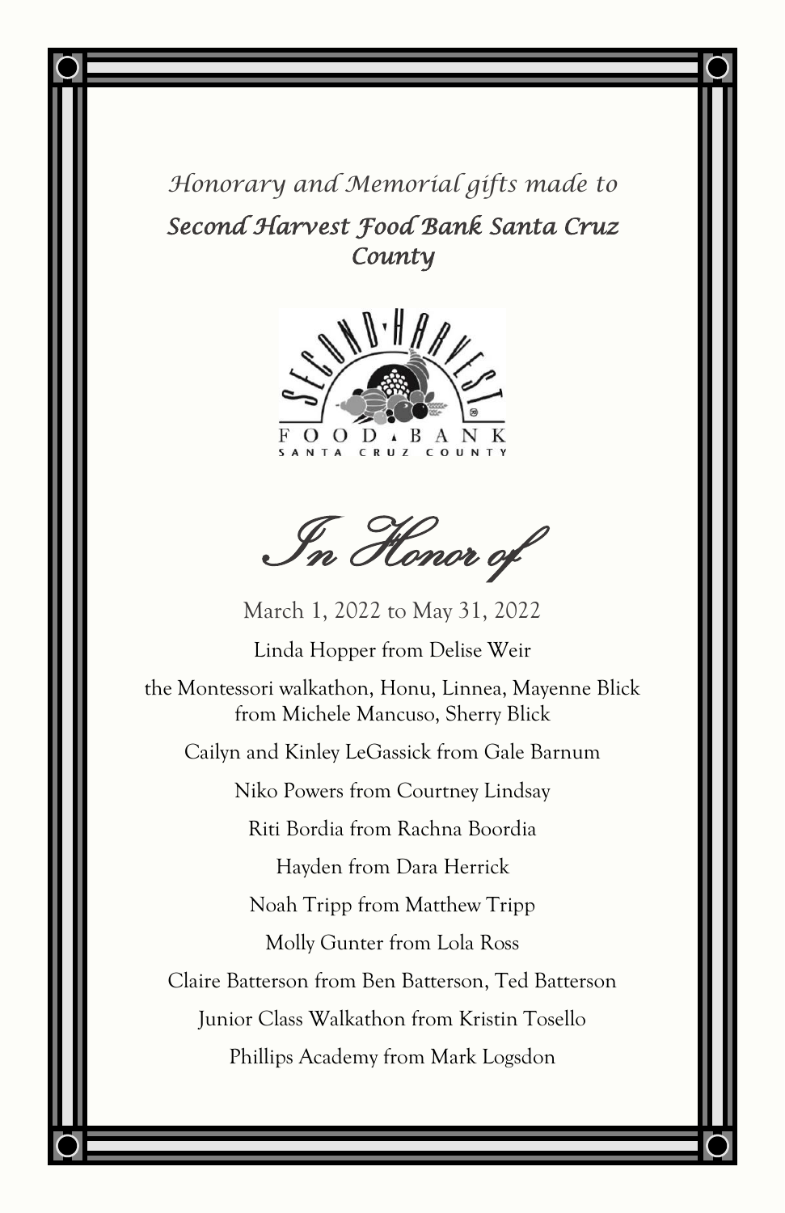*Honorary and Memorial gifts made to*

# *Second Harvest Food Bank Santa Cruz County*

## *In Honor of*

March 1, 2022 to May 31, 2022

Linda Hopper from Delise Weir

the Montessori walkathon, Honu, Linnea, Mayenne Blick from Michele Mancuso, Sherry Blick

Cailyn and Kinley LeGassick from Gale Barnum

Niko Powers from Courtney Lindsay

Riti Bordia from Rachna Boordia

Hayden from Dara Herrick

Noah Tripp from Matthew Tripp

Molly Gunter from Lola Ross

Claire Batterson from Ben Batterson, Ted Batterson

Junior Class Walkathon from Kristin Tosello

Phillips Academy from Mark Logsdon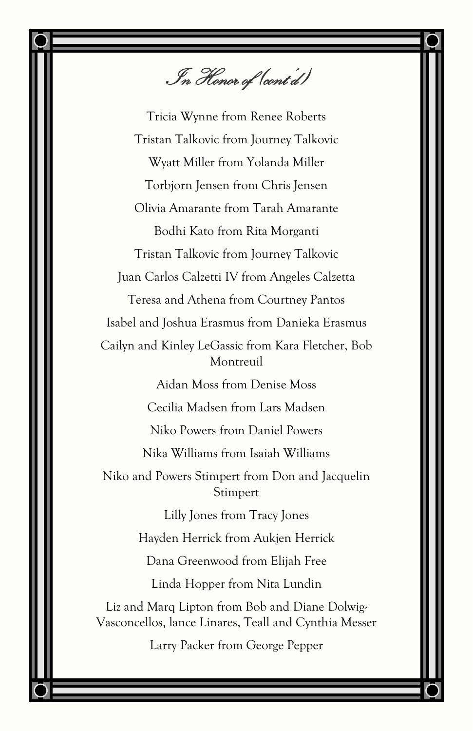# *In Honor of (cont'd)*

Tricia Wynne from Renee Roberts

Tristan Talkovic from Journey Talkovic

Wyatt Miller from Yolanda Miller

Torbjorn Jensen from Chris Jensen

Olivia Amarante from Tarah Amarante

Bodhi Kato from Rita Morganti

Tristan Talkovic from Journey Talkovic

Juan Carlos Calzetti IV from Angeles Calzetta

Teresa and Athena from Courtney Pantos

Isabel and Joshua Erasmus from Danieka Erasmus

Cailyn and Kinley LeGassic from Kara Fletcher, Bob Montreuil

Aidan Moss from Denise Moss

Cecilia Madsen from Lars Madsen

Niko Powers from Daniel Powers

Nika Williams from Isaiah Williams

Niko and Powers Stimpert from Don and Jacquelin Stimpert

Lilly Jones from Tracy Jones

Hayden Herrick from Aukjen Herrick

Dana Greenwood from Elijah Free

Linda Hopper from Nita Lundin

Liz and Marq Lipton from Bob and Diane Dolwig-Vasconcellos, lance Linares, Teall and Cynthia Messer

Larry Packer from George Pepper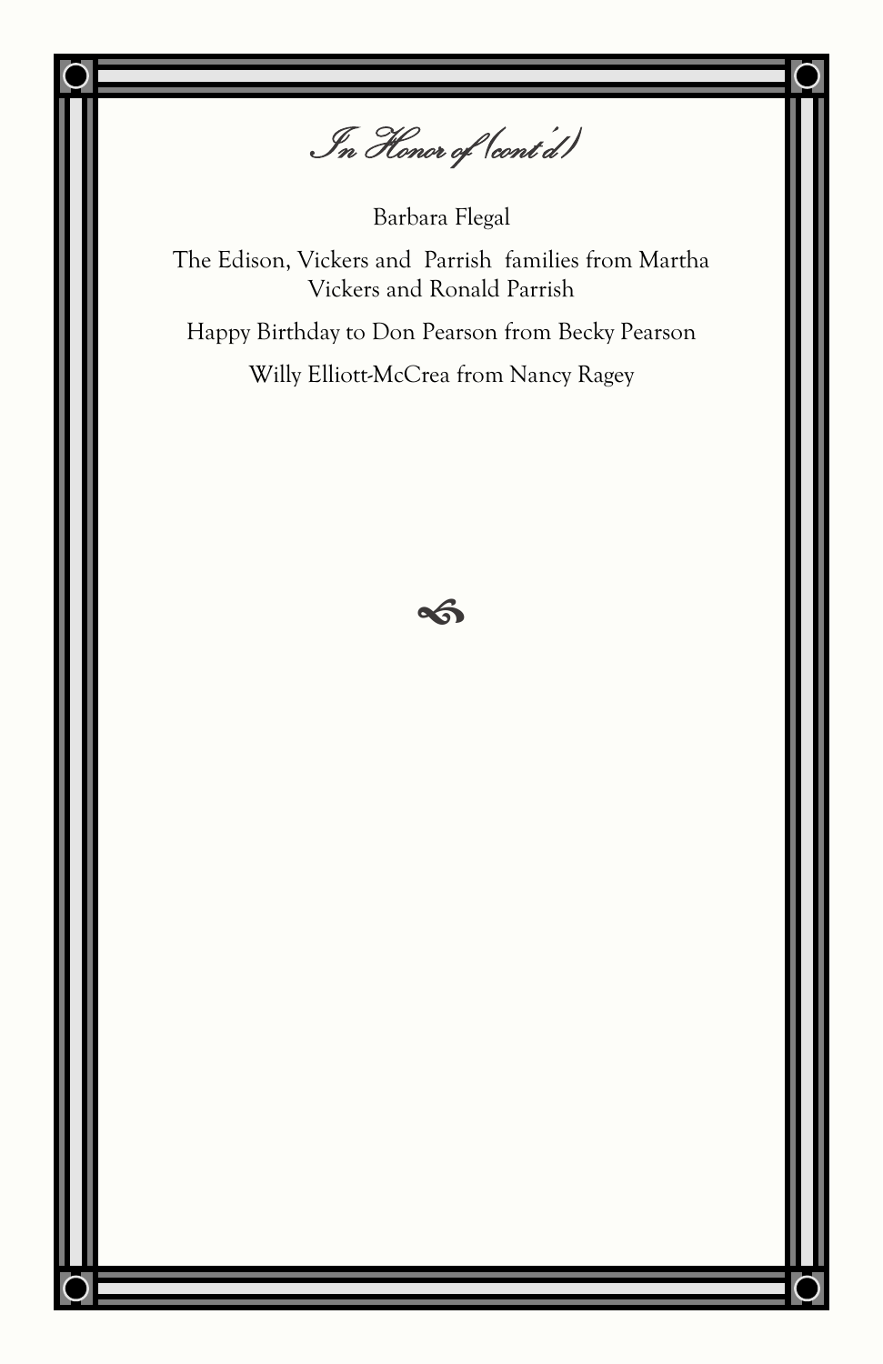## *In Honor of (cont'd)*

Barbara Flegal

The Edison, Vickers and Parrish families from Martha Vickers and Ronald Parrish

Happy Birthday to Don Pearson from Becky Pearson

Willy Elliott-McCrea from Nancy Ragey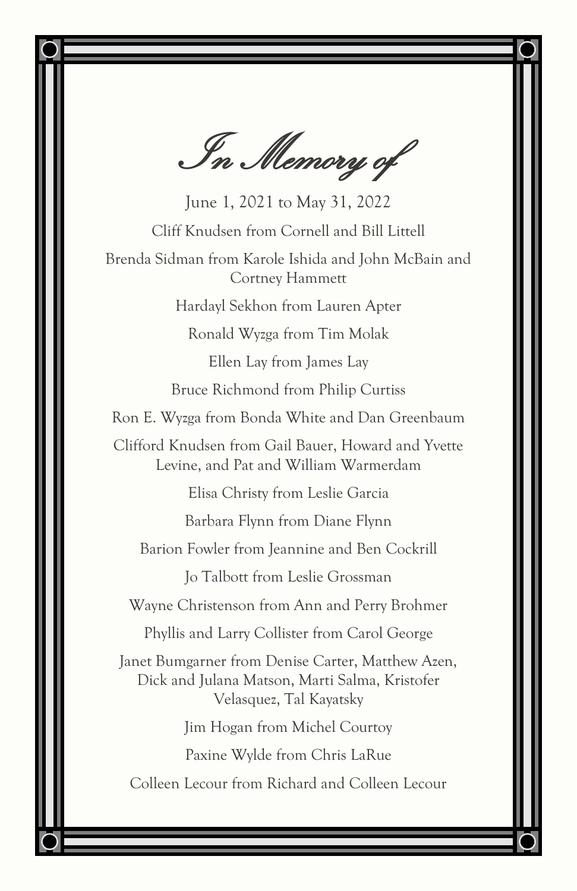# *In Memory of*

June 1, 2021 to May 31, 2022

Cliff Knudsen from Cornell and Bill Littell

Brenda Sidman from Karole Ishida and John McBain and Cortney Hammett

Hardayl Sekhon from Lauren Apter

Ronald Wyzga from Tim Molak

Ellen Lay from James Lay

Bruce Richmond from Philip Curtiss

Ron E. Wyzga from Bonda White and Dan Greenbaum

Clifford Knudsen from Gail Bauer, Howard and Yvette Levine, and Pat and William Warmerdam

Elisa Christy from Leslie Garcia

Barbara Flynn from Diane Flynn

Barion Fowler from Jeannine and Ben Cockrill

Jo Talbott from Leslie Grossman

Wayne Christenson from Ann and Perry Brohmer

Phyllis and Larry Collister from Carol George

Janet Bumgarner from Denise Carter, Matthew Azen, Dick and Julana Matson, Marti Salma, Kristofer Velasquez, Tal Kayatsky

Jim Hogan from Michel Courtoy

Paxine Wylde from Chris LaRue

Colleen Lecour from Richard and Colleen Lecour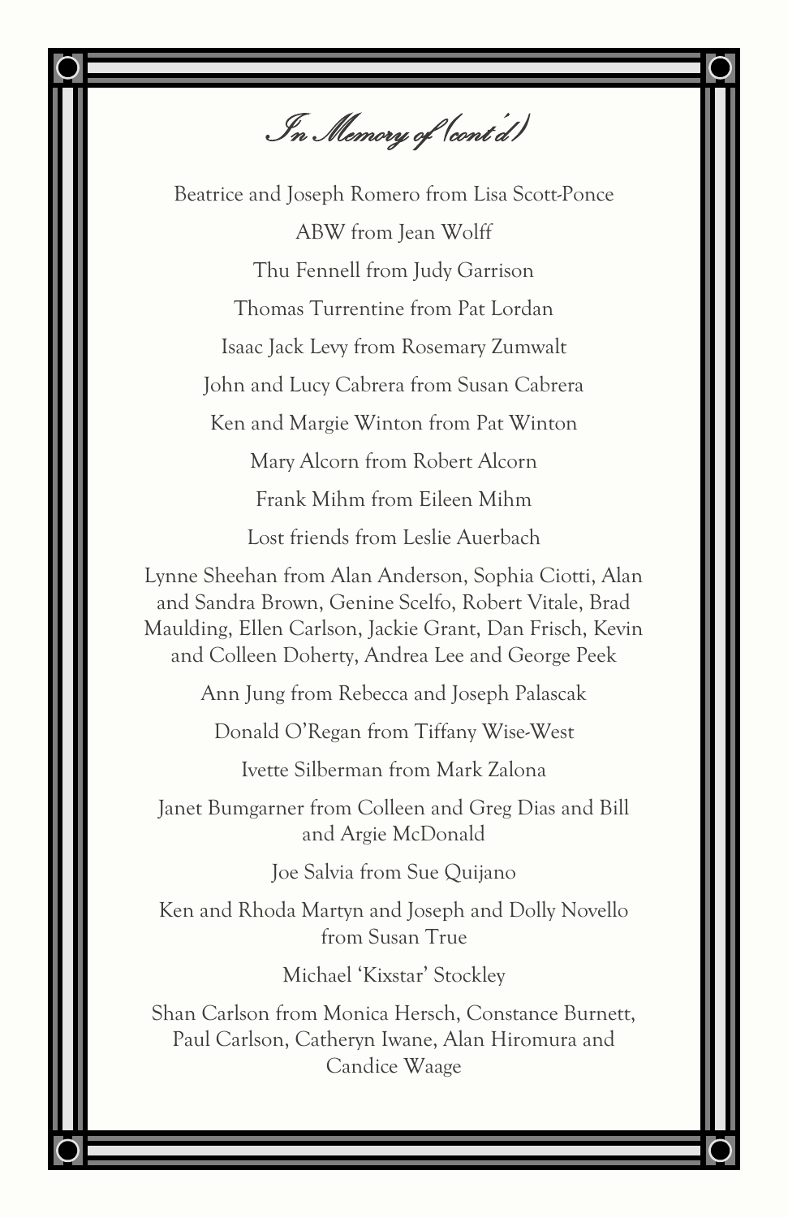# *In Memory of (cont'd)*

Beatrice and Joseph Romero from Lisa Scott-Ponce

ABW from Jean Wolff

Thu Fennell from Judy Garrison

Thomas Turrentine from Pat Lordan

Isaac Jack Levy from Rosemary Zumwalt

John and Lucy Cabrera from Susan Cabrera

Ken and Margie Winton from Pat Winton

Mary Alcorn from Robert Alcorn

Frank Mihm from Eileen Mihm

Lost friends from Leslie Auerbach

Lynne Sheehan from Alan Anderson, Sophia Ciotti, Alan and Sandra Brown, Genine Scelfo, Robert Vitale, Brad Maulding, Ellen Carlson, Jackie Grant, Dan Frisch, Kevin and Colleen Doherty, Andrea Lee and George Peek

Ann Jung from Rebecca and Joseph Palascak

Donald O'Regan from Tiffany Wise-West

Ivette Silberman from Mark Zalona

Janet Bumgarner from Colleen and Greg Dias and Bill and Argie McDonald

Joe Salvia from Sue Quijano

Ken and Rhoda Martyn and Joseph and Dolly Novello from Susan True

Michael 'Kixstar' Stockley

Shan Carlson from Monica Hersch, Constance Burnett, Paul Carlson, Catheryn Iwane, Alan Hiromura and Candice Waage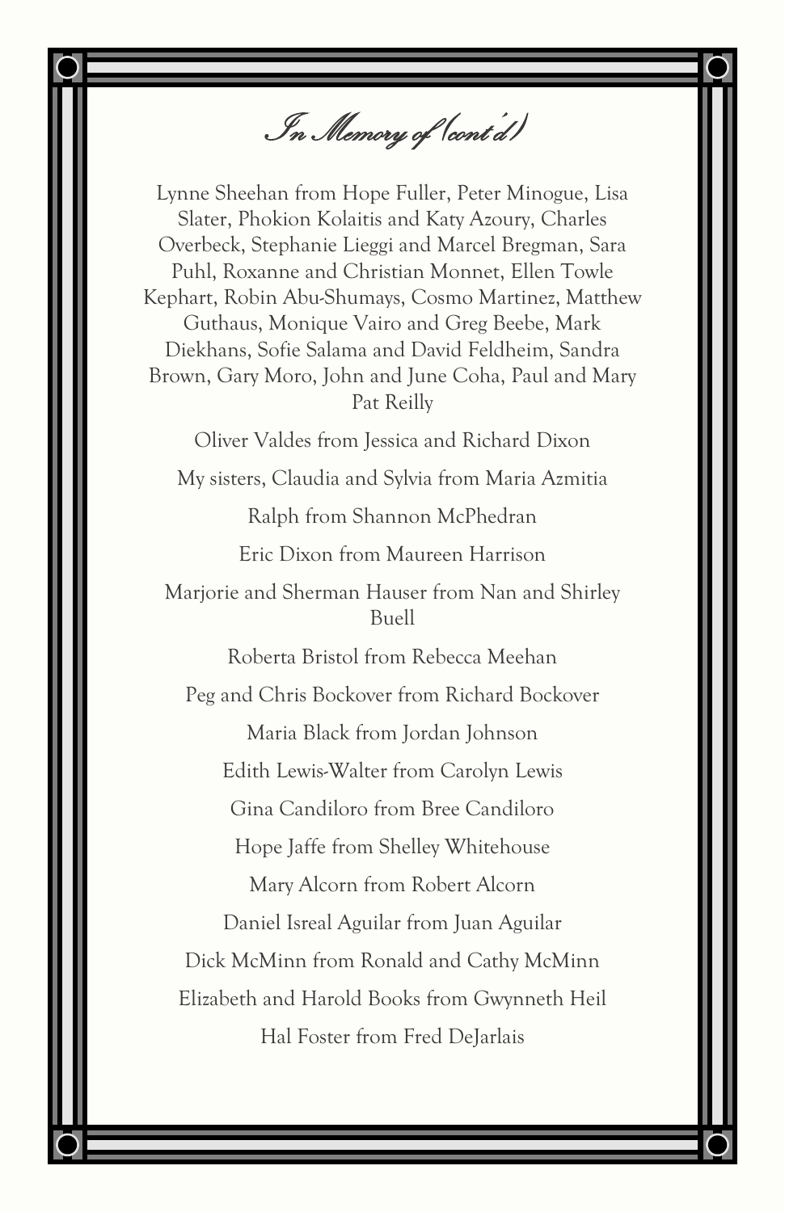# *In Memory of (cont'd)*

Lynne Sheehan from Hope Fuller, Peter Minogue, Lisa Slater, Phokion Kolaitis and Katy Azoury, Charles Overbeck, Stephanie Lieggi and Marcel Bregman, Sara Puhl, Roxanne and Christian Monnet, Ellen Towle Kephart, Robin Abu-Shumays, Cosmo Martinez, Matthew Guthaus, Monique Vairo and Greg Beebe, Mark Diekhans, Sofie Salama and David Feldheim, Sandra Brown, Gary Moro, John and June Coha, Paul and Mary Pat Reilly

Oliver Valdes from Jessica and Richard Dixon

My sisters, Claudia and Sylvia from Maria Azmitia

Ralph from Shannon McPhedran

Eric Dixon from Maureen Harrison

Marjorie and Sherman Hauser from Nan and Shirley Buell

Roberta Bristol from Rebecca Meehan

Peg and Chris Bockover from Richard Bockover

Maria Black from Jordan Johnson

Edith Lewis-Walter from Carolyn Lewis

Gina Candiloro from Bree Candiloro

Hope Jaffe from Shelley Whitehouse

Mary Alcorn from Robert Alcorn

Daniel Isreal Aguilar from Juan Aguilar

Dick McMinn from Ronald and Cathy McMinn

Elizabeth and Harold Books from Gwynneth Heil

Hal Foster from Fred DeJarlais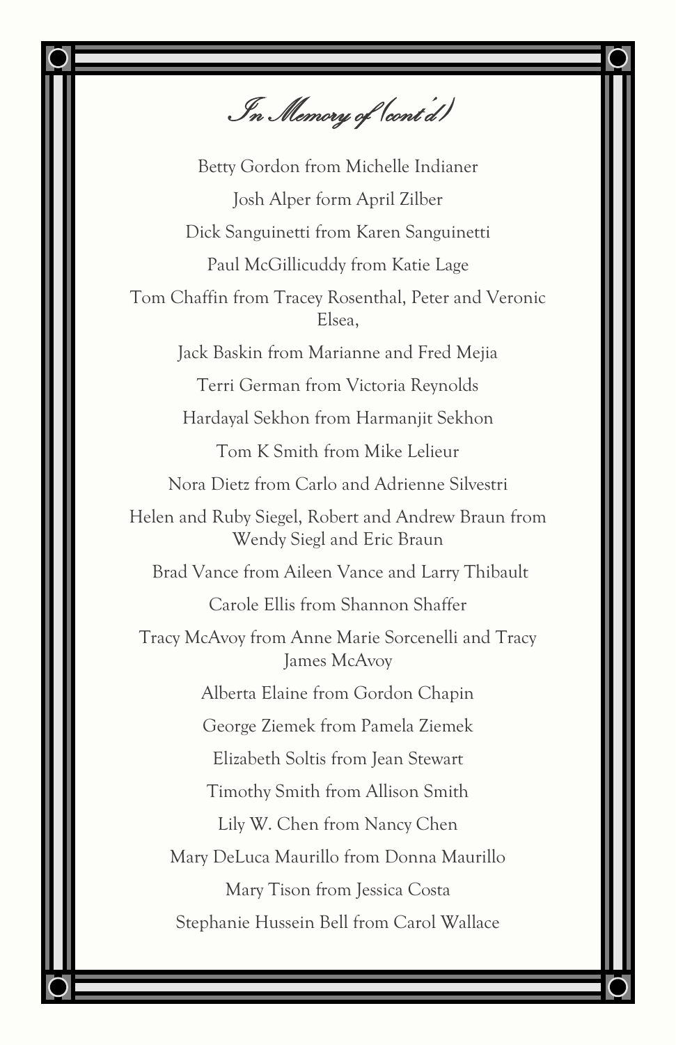# *In Memory of (cont'd)*

Betty Gordon from Michelle Indianer

Josh Alper form April Zilber

Dick Sanguinetti from Karen Sanguinetti

Paul McGillicuddy from Katie Lage

Tom Chaffin from Tracey Rosenthal, Peter and Veronic Elsea,

Jack Baskin from Marianne and Fred Mejia

Terri German from Victoria Reynolds

Hardayal Sekhon from Harmanjit Sekhon

Tom K Smith from Mike Lelieur

Nora Dietz from Carlo and Adrienne Silvestri

Helen and Ruby Siegel, Robert and Andrew Braun from Wendy Siegl and Eric Braun

Brad Vance from Aileen Vance and Larry Thibault

Carole Ellis from Shannon Shaffer

Tracy McAvoy from Anne Marie Sorcenelli and Tracy James McAvoy

Alberta Elaine from Gordon Chapin

George Ziemek from Pamela Ziemek

Elizabeth Soltis from Jean Stewart

Timothy Smith from Allison Smith

Lily W. Chen from Nancy Chen

Mary DeLuca Maurillo from Donna Maurillo

Mary Tison from Jessica Costa

Stephanie Hussein Bell from Carol Wallace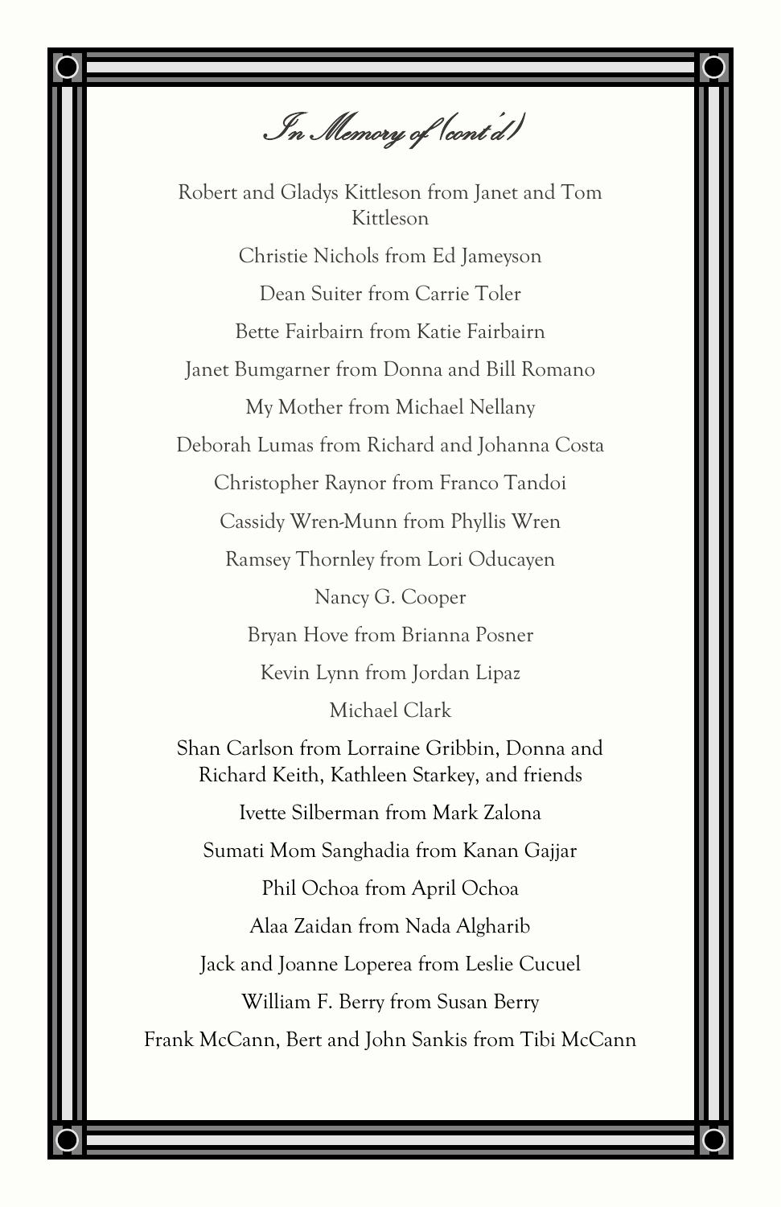# *In Memory of (cont'd)*

Robert and Gladys Kittleson from Janet and Tom Kittleson

Christie Nichols from Ed Jameyson

Dean Suiter from Carrie Toler

Bette Fairbairn from Katie Fairbairn

Janet Bumgarner from Donna and Bill Romano

My Mother from Michael Nellany

Deborah Lumas from Richard and Johanna Costa

Christopher Raynor from Franco Tandoi

Cassidy Wren-Munn from Phyllis Wren

Ramsey Thornley from Lori Oducayen

Nancy G. Cooper

Bryan Hove from Brianna Posner

Kevin Lynn from Jordan Lipaz

Michael Clark

Shan Carlson from Lorraine Gribbin, Donna and Richard Keith, Kathleen Starkey, and friends

Ivette Silberman from Mark Zalona

Sumati Mom Sanghadia from Kanan Gajjar

Phil Ochoa from April Ochoa

Alaa Zaidan from Nada Algharib

Jack and Joanne Loperea from Leslie Cucuel

William F. Berry from Susan Berry

Frank McCann, Bert and John Sankis from Tibi McCann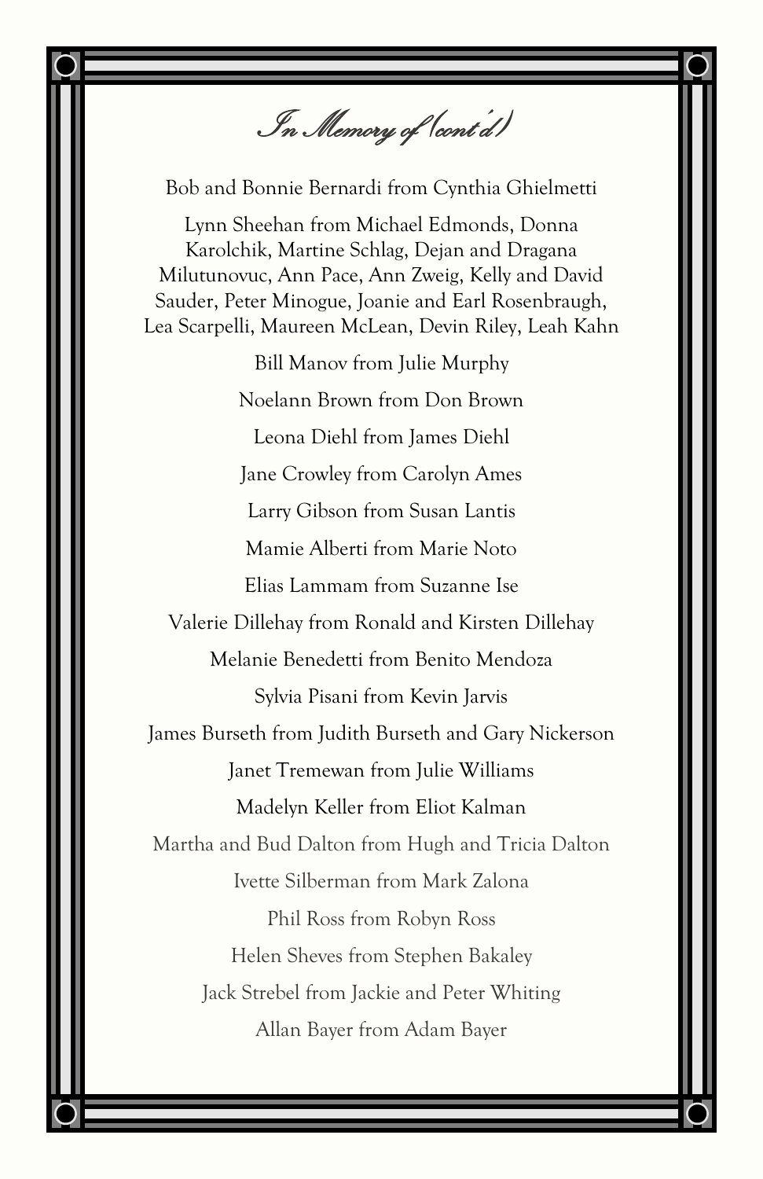# *In Memory of (cont'd)*

Bob and Bonnie Bernardi from Cynthia Ghielmetti

Lynn Sheehan from Michael Edmonds, Donna Karolchik, Martine Schlag, Dejan and Dragana Milutunovuc, Ann Pace, Ann Zweig, Kelly and David Sauder, Peter Minogue, Joanie and Earl Rosenbraugh, Lea Scarpelli, Maureen McLean, Devin Riley, Leah Kahn

Bill Manov from Julie Murphy

Noelann Brown from Don Brown

Leona Diehl from James Diehl

Jane Crowley from Carolyn Ames

Larry Gibson from Susan Lantis

Mamie Alberti from Marie Noto

Elias Lammam from Suzanne Ise

Valerie Dillehay from Ronald and Kirsten Dillehay

Melanie Benedetti from Benito Mendoza

Sylvia Pisani from Kevin Jarvis

James Burseth from Judith Burseth and Gary Nickerson

Janet Tremewan from Julie Williams

Madelyn Keller from Eliot Kalman

Martha and Bud Dalton from Hugh and Tricia Dalton

Ivette Silberman from Mark Zalona

Phil Ross from Robyn Ross

Helen Sheves from Stephen Bakaley

Jack Strebel from Jackie and Peter Whiting

Allan Bayer from Adam Bayer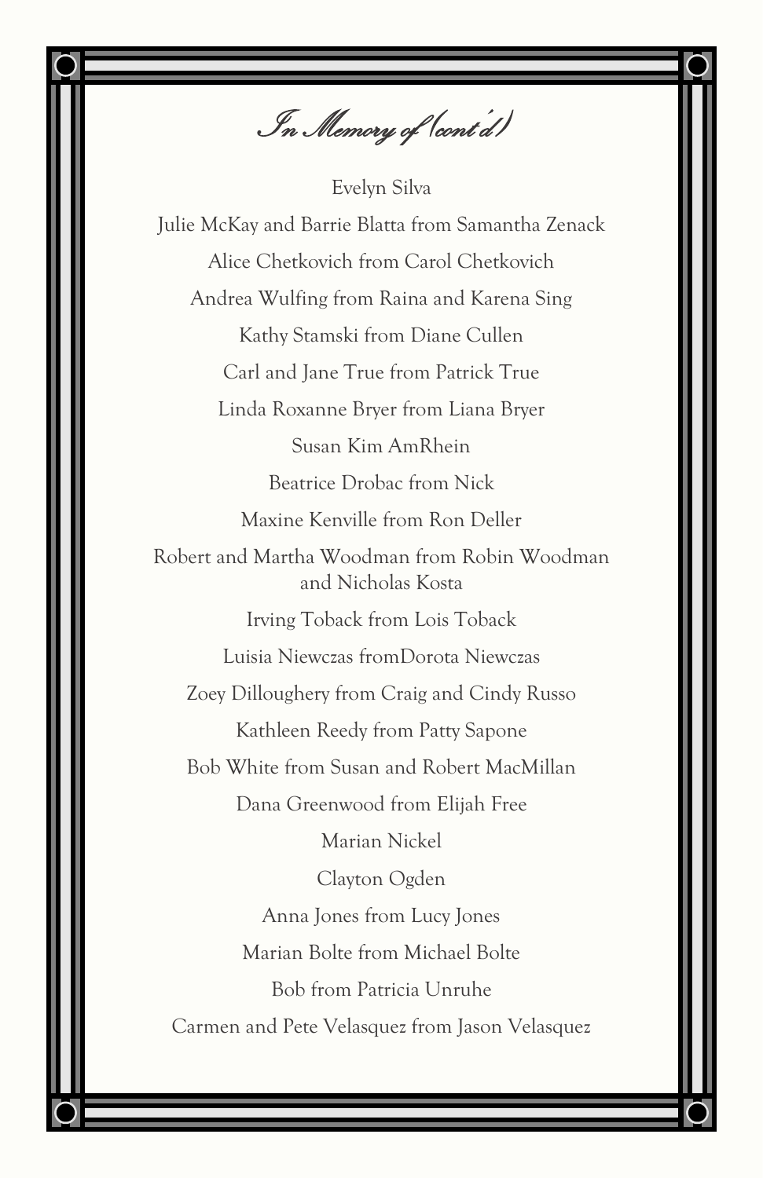# *In Memory of (cont'd)*

Evelyn Silva

Julie McKay and Barrie Blatta from Samantha Zenack

Alice Chetkovich from Carol Chetkovich

Andrea Wulfing from Raina and Karena Sing

Kathy Stamski from Diane Cullen

Carl and Jane True from Patrick True

Linda Roxanne Bryer from Liana Bryer

Susan Kim AmRhein

Beatrice Drobac from Nick

Maxine Kenville from Ron Deller

Robert and Martha Woodman from Robin Woodman and Nicholas Kosta

Irving Toback from Lois Toback

Luisia Niewczas fromDorota Niewczas

Zoey Dilloughery from Craig and Cindy Russo

Kathleen Reedy from Patty Sapone

Bob White from Susan and Robert MacMillan

Dana Greenwood from Elijah Free

Marian Nickel

Clayton Ogden

Anna Jones from Lucy Jones

Marian Bolte from Michael Bolte

Bob from Patricia Unruhe

Carmen and Pete Velasquez from Jason Velasquez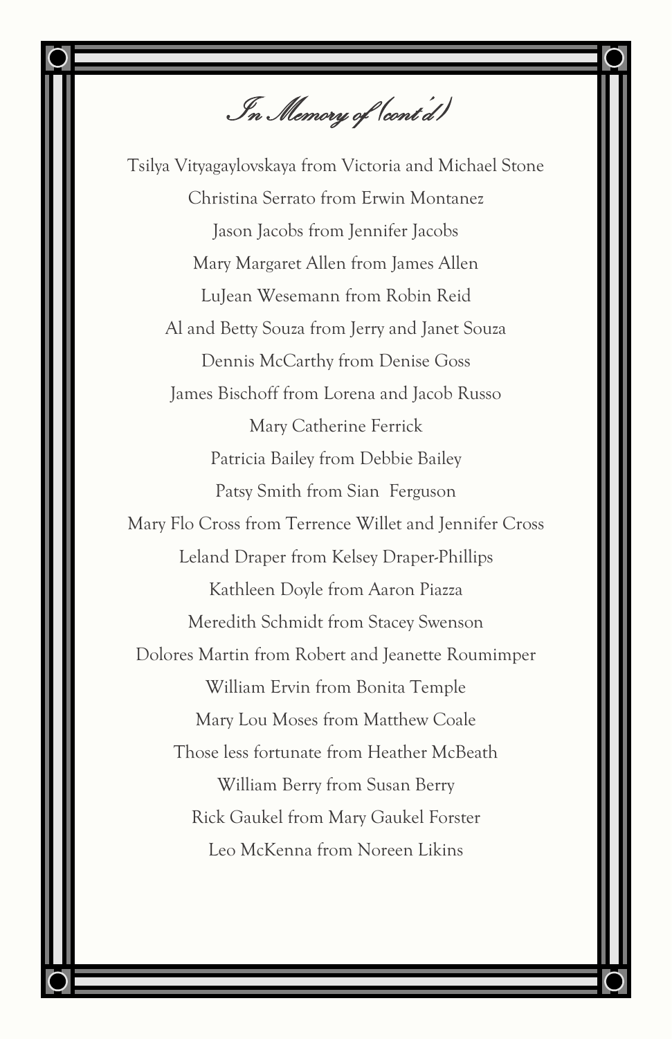# *In Memory of (cont'd)*

Tsilya Vityagaylovskaya from Victoria and Michael Stone

Christina Serrato from Erwin Montanez

Jason Jacobs from Jennifer Jacobs

Mary Margaret Allen from James Allen

LuJean Wesemann from Robin Reid

Al and Betty Souza from Jerry and Janet Souza

Dennis McCarthy from Denise Goss

James Bischoff from Lorena and Jacob Russo

Mary Catherine Ferrick

Patricia Bailey from Debbie Bailey

Patsy Smith from Sian Ferguson

Mary Flo Cross from Terrence Willet and Jennifer Cross

Leland Draper from Kelsey Draper-Phillips

Kathleen Doyle from Aaron Piazza

Meredith Schmidt from Stacey Swenson

Dolores Martin from Robert and Jeanette Roumimper

William Ervin from Bonita Temple

Mary Lou Moses from Matthew Coale

Those less fortunate from Heather McBeath

William Berry from Susan Berry

Rick Gaukel from Mary Gaukel Forster

Leo McKenna from Noreen Likins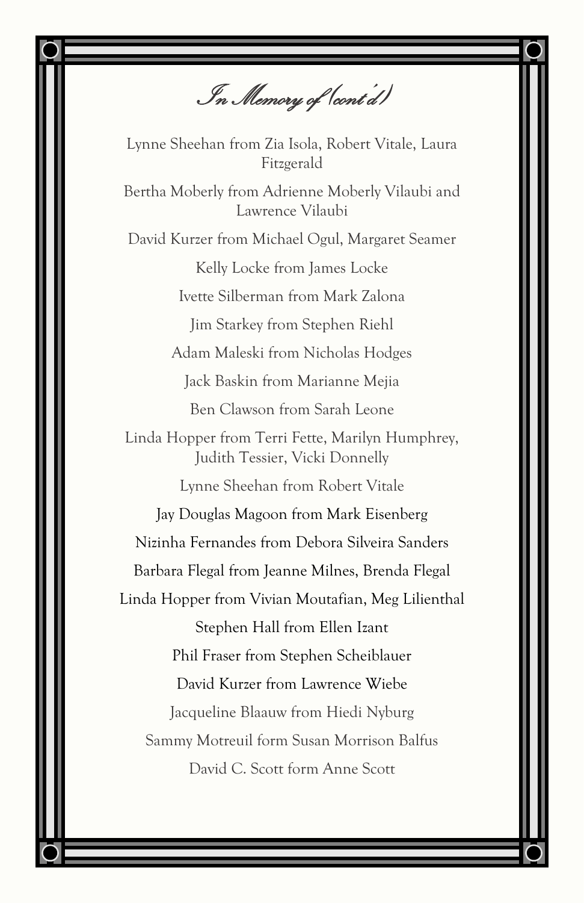# In Memory of (cont'd)

Lynne Sheehan from Zia Isola, Robert Vitale, Laura Fitzgerald

Bertha Moberly from Adrienne Moberly Vilaubi and Lawrence Vilaubi

David Kurzer from Michael Ogul, Margaret Seamer

Kelly Locke from James Locke

Ivette Silberman from Mark Zalona

Jim Starkey from Stephen Riehl

Adam Maleski from Nicholas Hodges

Jack Baskin from Marianne Mejia

Ben Clawson from Sarah Leone

Linda Hopper from Terri Fette, Marilyn Humphrey, Judith Tessier, Vicki Donnelly

Lynne Sheehan from Robert Vitale

Jay Douglas Magoon from Mark Eisenberg

Nizinha Fernandes from Debora Silveira Sanders

Barbara Flegal from Jeanne Milnes, Brenda Flegal

Linda Hopper from Vivian Moutafian, Meg Lilienthal

Stephen Hall from Ellen Izant

Phil Fraser from Stephen Scheiblauer

David Kurzer from Lawrence Wiebe

Jacqueline Blaauw from Hiedi Nyburg

Sammy Motreuil form Susan Morrison Balfus

David C. Scott form Anne Scott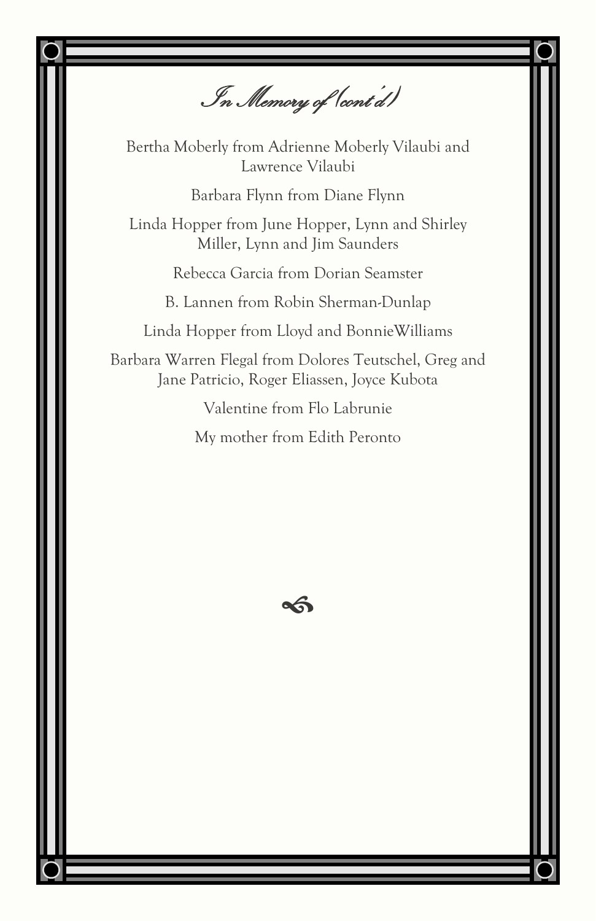## *In Memory of (cont'd)*

Bertha Moberly from Adrienne Moberly Vilaubi and Lawrence Vilaubi

Barbara Flynn from Diane Flynn

Linda Hopper from June Hopper, Lynn and Shirley Miller, Lynn and Jim Saunders

Rebecca Garcia from Dorian Seamster

B. Lannen from Robin Sherman-Dunlap

Linda Hopper from Lloyd and BonnieWilliams

Barbara Warren Flegal from Dolores Teutschel, Greg and Jane Patricio, Roger Eliassen, Joyce Kubota

Valentine from Flo Labrunie

My mother from Edith Peronto